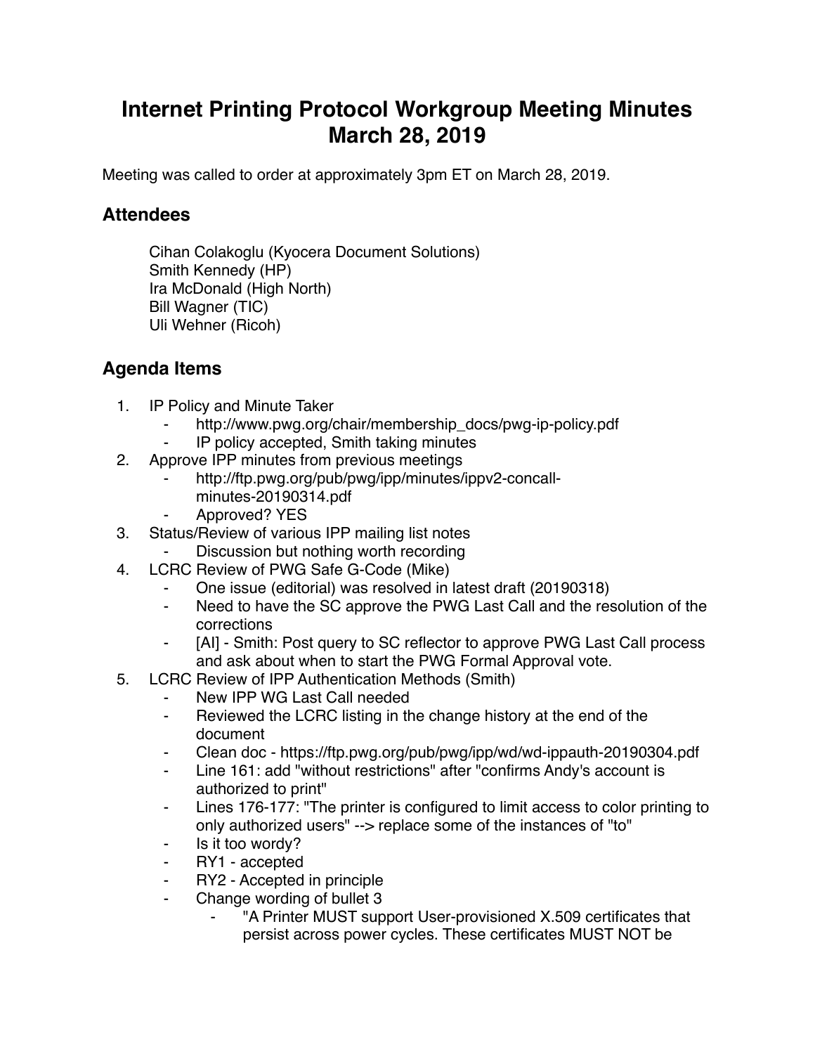# Internet Printing Protocol Workgroup Meeting Minutes March 28, 2019

Meeting was called to order at approximately 3pm ET on March 28, 2019.

## Attendees

Cihan Colakoglu (Kyocera Document Solutions)
Smith Kennedy (HP)
Ira McDonald (High North)
Bill Wagner (TIC)
Uli Wehner (Ricoh)

## Agenda Items

1. IP Policy and Minute Taker
   - http://www.pwg.org/chair/membership_docs/pwg-ip-policy.pdf
   - IP policy accepted, Smith taking minutes
2. Approve IPP minutes from previous meetings
   - http://ftp.pwg.org/pub/pwg/ipp/minutes/ippv2-concall-minutes-20190314.pdf
   - Approved? YES
3. Status/Review of various IPP mailing list notes
   - Discussion but nothing worth recording
4. LCRC Review of PWG Safe G-Code (Mike)
   - One issue (editorial) was resolved in latest draft (20190318)
   - Need to have the SC approve the PWG Last Call and the resolution of the corrections
   - [AI] - Smith: Post query to SC reflector to approve PWG Last Call process and ask about when to start the PWG Formal Approval vote.
5. LCRC Review of IPP Authentication Methods (Smith)
   - New IPP WG Last Call needed
   - Reviewed the LCRC listing in the change history at the end of the document
   - Clean doc - https://ftp.pwg.org/pub/pwg/ipp/wd/wd-ippauth-20190304.pdf
   - Line 161: add "without restrictions" after "confirms Andy's account is authorized to print"
   - Lines 176-177: "The printer is configured to limit access to color printing to only authorized users" --> replace some of the instances of "to"
   - Is it too wordy?
   - RY1 - accepted
   - RY2 - Accepted in principle
   - Change wording of bullet 3
     - "A Printer MUST support User-provisioned X.509 certificates that persist across power cycles. These certificates MUST NOT be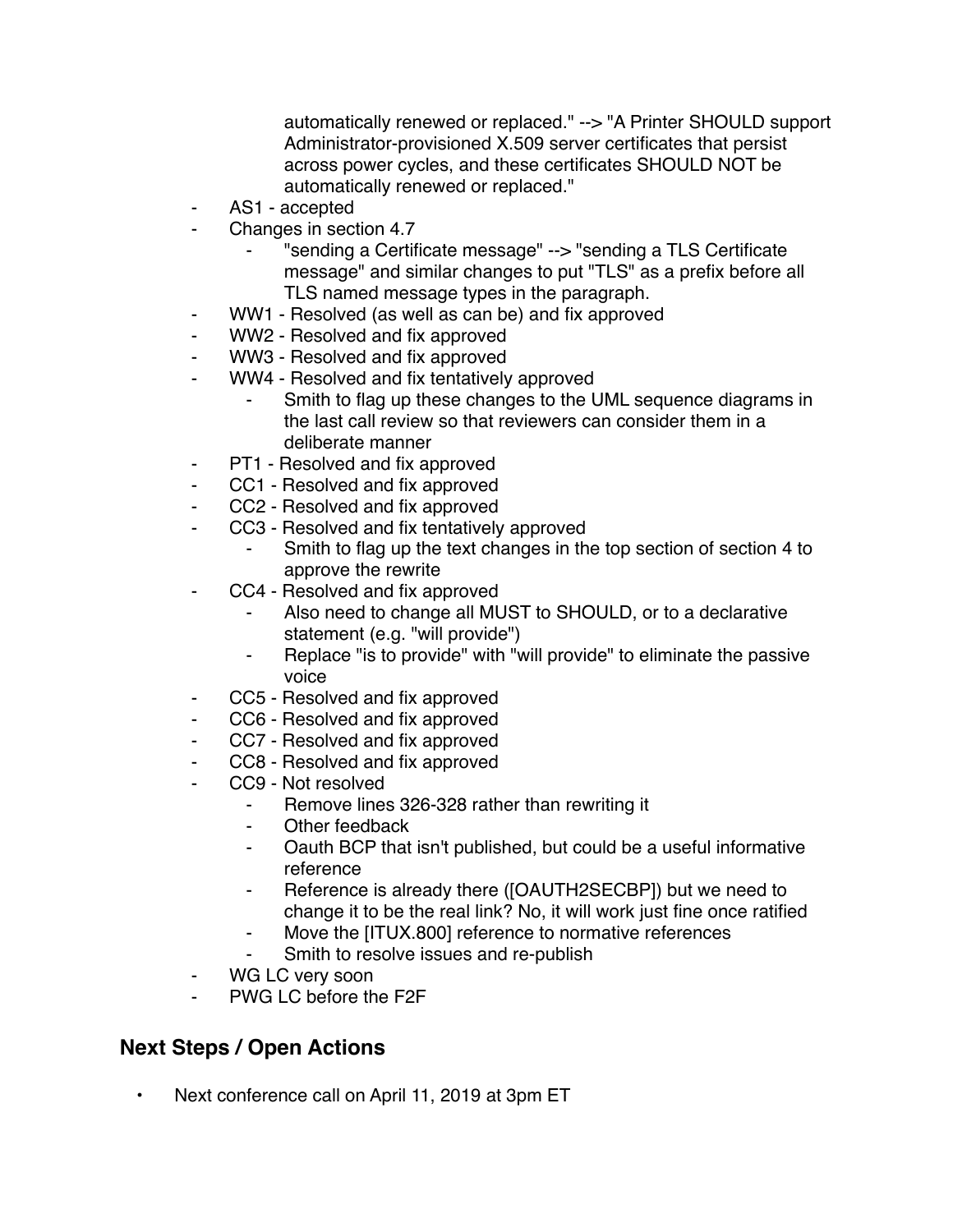automatically renewed or replaced." --> "A Printer SHOULD support Administrator-provisioned X.509 server certificates that persist across power cycles, and these certificates SHOULD NOT be automatically renewed or replaced."

- AS1 - accepted
- Changes in section 4.7
    - "sending a Certificate message" --> "sending a TLS Certificate message" and similar changes to put "TLS" as a prefix before all TLS named message types in the paragraph.
- WW1 - Resolved (as well as can be) and fix approved
- WW2 - Resolved and fix approved
- WW3 - Resolved and fix approved
- WW4 - Resolved and fix tentatively approved
    - Smith to flag up these changes to the UML sequence diagrams in the last call review so that reviewers can consider them in a deliberate manner
- PT1 - Resolved and fix approved
- CC1 - Resolved and fix approved
- CC2 - Resolved and fix approved
- CC3 - Resolved and fix tentatively approved
    - Smith to flag up the text changes in the top section of section 4 to approve the rewrite
- CC4 - Resolved and fix approved
    - Also need to change all MUST to SHOULD, or to a declarative statement (e.g. "will provide")
    - Replace "is to provide" with "will provide" to eliminate the passive voice
- CC5 - Resolved and fix approved
- CC6 - Resolved and fix approved
- CC7 - Resolved and fix approved
- CC8 - Resolved and fix approved
- CC9 - Not resolved
    - Remove lines 326-328 rather than rewriting it
    - Other feedback
    - Oauth BCP that isn't published, but could be a useful informative reference
    - Reference is already there ([OAUTH2SECBP]) but we need to change it to be the real link? No, it will work just fine once ratified
    - Move the [ITUX.800] reference to normative references
    - Smith to resolve issues and re-publish
- WG LC very soon
- PWG LC before the F2F

## Next Steps / Open Actions

- Next conference call on April 11, 2019 at 3pm ET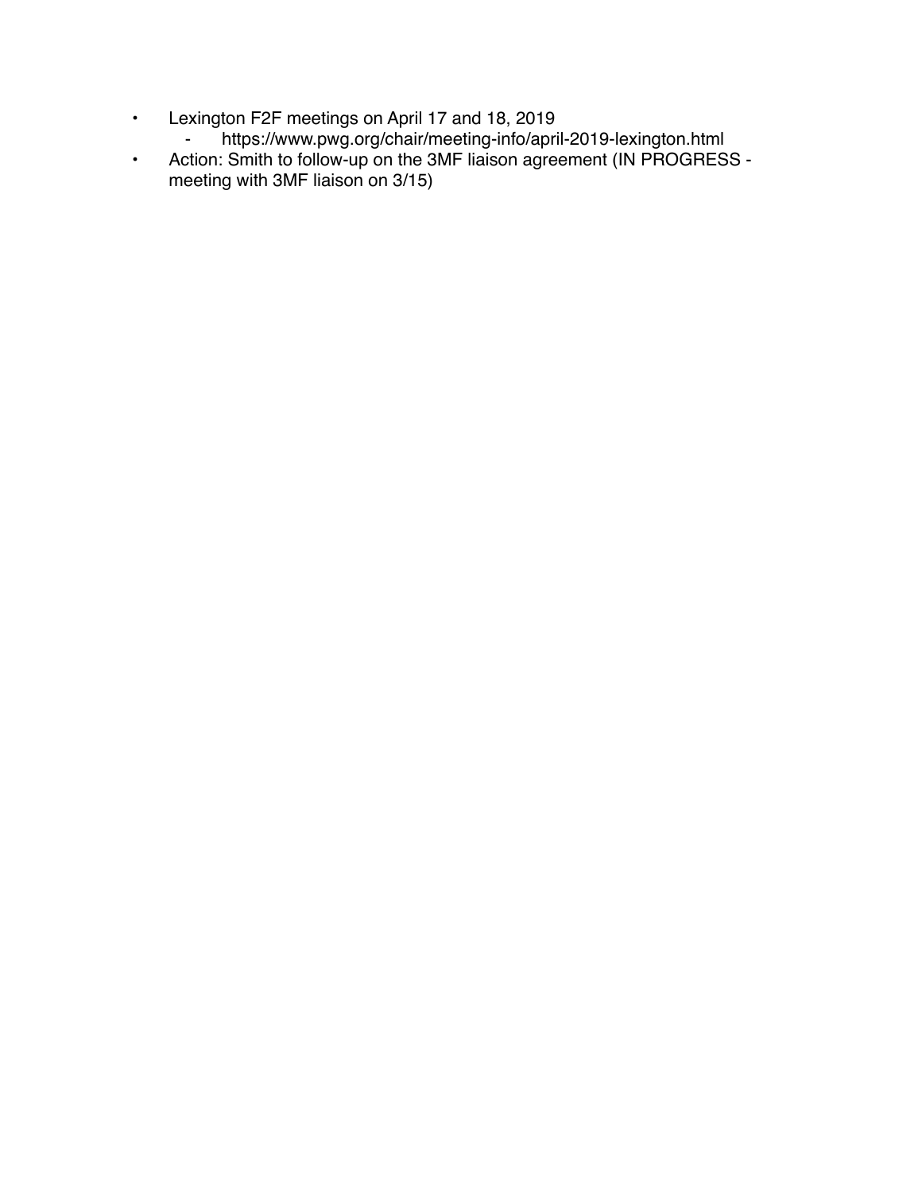- Lexington F2F meetings on April 17 and 18, 2019
    - https://www.pwg.org/chair/meeting-info/april-2019-lexington.html
- Action: Smith to follow-up on the 3MF liaison agreement (IN PROGRESS - meeting with 3MF liaison on 3/15)